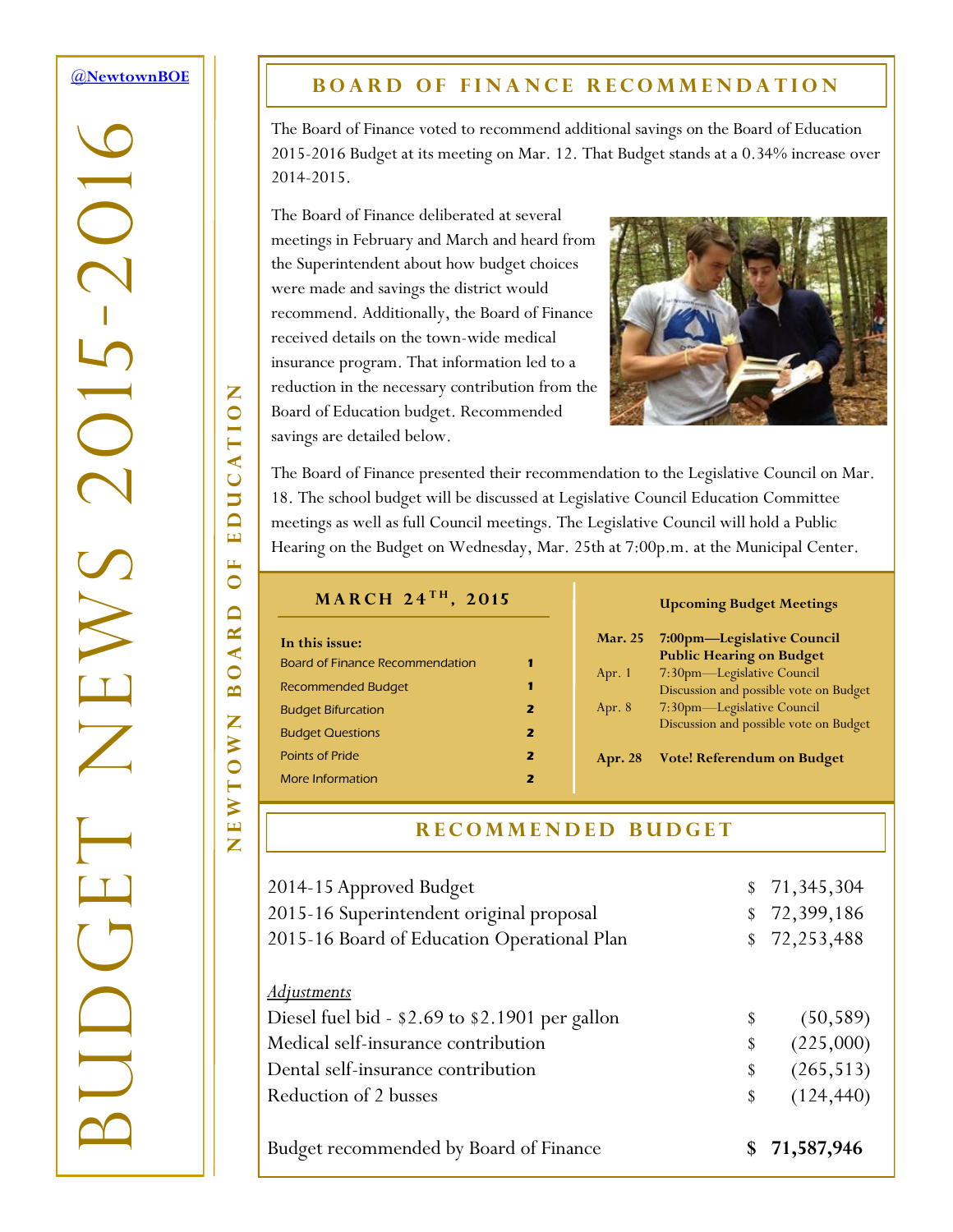# BUDGET NEWS 2015-2016

@NewtownBOE

NEWTOWN BOARD OF EDUCATION

## BOARD OF FINANCE RECOMMENDATION

The Board of Finance voted to recommend additional savings on the Board of Education 2015-2016 Budget at its meeting on Mar. 12. That Budget stands at a 0.34% increase over 2014-2015.

The Board of Finance deliberated at several meetings in February and March and heard from the Superintendent about how budget choices were made and savings the district would recommend. Additionally, the Board of Finance received details on the town-wide medical insurance program. That information led to a reduction in the necessary contribution from the Board of Education budget. Recommended savings are detailed below.

The Board of Finance presented their recommendation to the Legislative Council on Mar. 18. The school budget will be discussed at Legislative Council Education Committee meetings as well as full Council meetings. The Legislative Council will hold a Public Hearing on the Budget on Wednesday, Mar. 25th at 7:00p.m. at the Municipal Center.

### MARCH 24TH, 2015

**In this issue:**

| | |
|---|---|
| Board of Finance Recommendation | 1 |
| Recommended Budget | 1 |
| Budget Bifurcation | 2 |
| Budget Questions | 2 |
| Points of Pride | 2 |
| More Information | 2 |

**Upcoming Budget Meetings**

| | |
|---|---|
| **Mar. 25** | **7:00pm—Legislative Council Public Hearing on Budget** |
| Apr. 1 | 7:30pm—Legislative Council Discussion and possible vote on Budget |
| Apr. 8 | 7:30pm—Legislative Council Discussion and possible vote on Budget |
| **Apr. 28** | **Vote! Referendum on Budget** |

## RECOMMENDED BUDGET

| | | |
|---|---|---|
| 2014-15 Approved Budget | $ | 71,345,304 |
| 2015-16 Superintendent original proposal | $ | 72,399,186 |
| 2015-16 Board of Education Operational Plan | $ | 72,253,488 |
| | | |
| *Adjustments* | | |
| Diesel fuel bid - $2.69 to $2.1901 per gallon | $ | (50,589) |
| Medical self-insurance contribution | $ | (225,000) |
| Dental self-insurance contribution | $ | (265,513) |
| Reduction of 2 busses | $ | (124,440) |
| | | |
| Budget recommended by Board of Finance | **$** | **71,587,946** |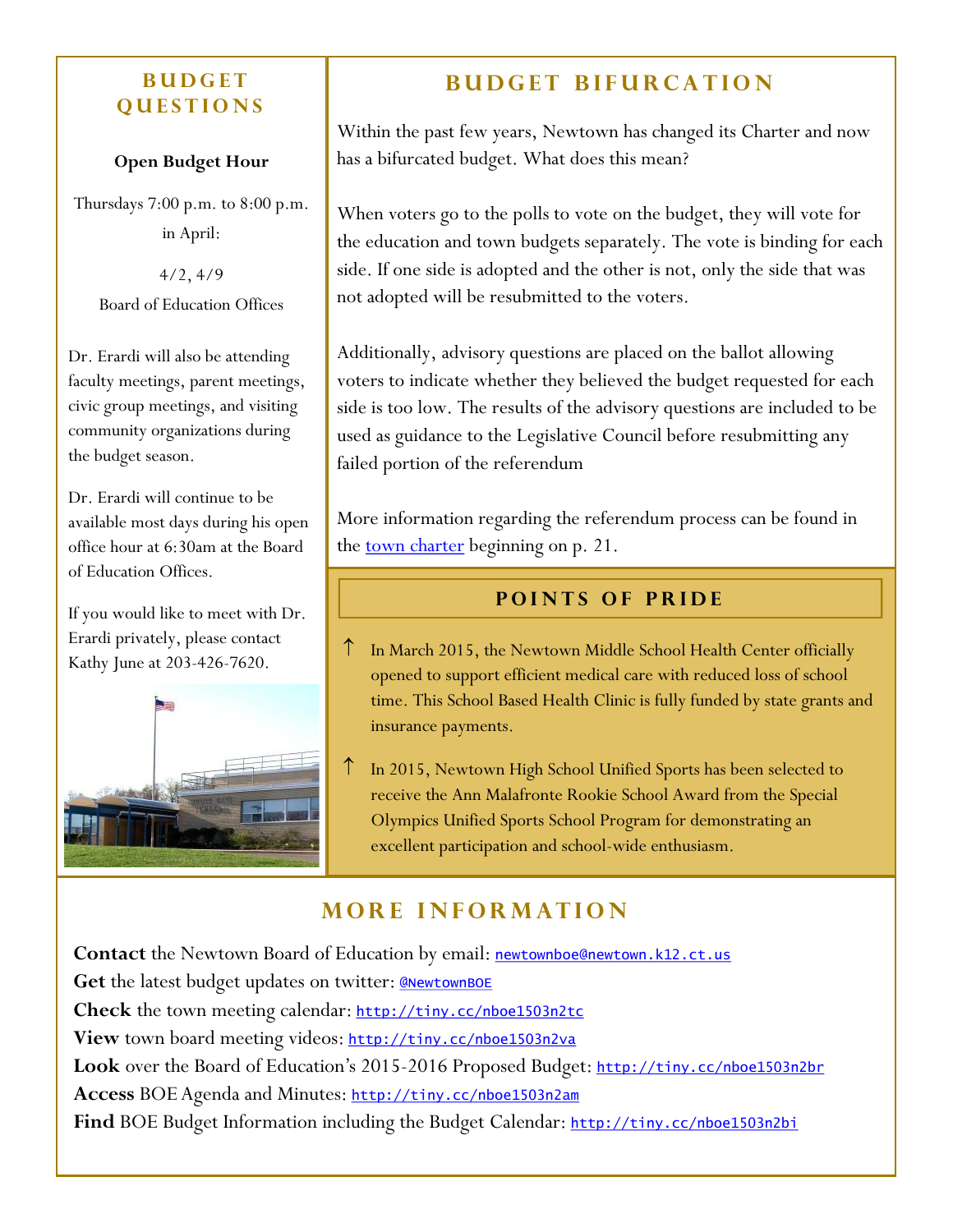## BUDGET QUESTIONS

**Open Budget Hour**

Thursdays 7:00 p.m. to 8:00 p.m. in April:

4/2, 4/9

Board of Education Offices

Dr. Erardi will also be attending faculty meetings, parent meetings, civic group meetings, and visiting community organizations during the budget season.

Dr. Erardi will continue to be available most days during his open office hour at 6:30am at the Board of Education Offices.

If you would like to meet with Dr. Erardi privately, please contact Kathy June at 203-426-7620.

## BUDGET BIFURCATION

Within the past few years, Newtown has changed its Charter and now has a bifurcated budget. What does this mean?

When voters go to the polls to vote on the budget, they will vote for the education and town budgets separately. The vote is binding for each side. If one side is adopted and the other is not, only the side that was not adopted will be resubmitted to the voters.

Additionally, advisory questions are placed on the ballot allowing voters to indicate whether they believed the budget requested for each side is too low. The results of the advisory questions are included to be used as guidance to the Legislative Council before resubmitting any failed portion of the referendum

More information regarding the referendum process can be found in the town charter beginning on p. 21.

## POINTS OF PRIDE

- In March 2015, the Newtown Middle School Health Center officially opened to support efficient medical care with reduced loss of school time. This School Based Health Clinic is fully funded by state grants and insurance payments.
- In 2015, Newtown High School Unified Sports has been selected to receive the Ann Malafronte Rookie School Award from the Special Olympics Unified Sports School Program for demonstrating an excellent participation and school-wide enthusiasm.

## MORE INFORMATION

**Contact** the Newtown Board of Education by email: newtownboe@newtown.k12.ct.us
**Get** the latest budget updates on twitter: @NewtownBOE
**Check** the town meeting calendar: http://tiny.cc/nboe1503n2tc
**View** town board meeting videos: http://tiny.cc/nboe1503n2va
**Look** over the Board of Education's 2015-2016 Proposed Budget: http://tiny.cc/nboe1503n2br
**Access** BOE Agenda and Minutes: http://tiny.cc/nboe1503n2am
**Find** BOE Budget Information including the Budget Calendar: http://tiny.cc/nboe1503n2bi